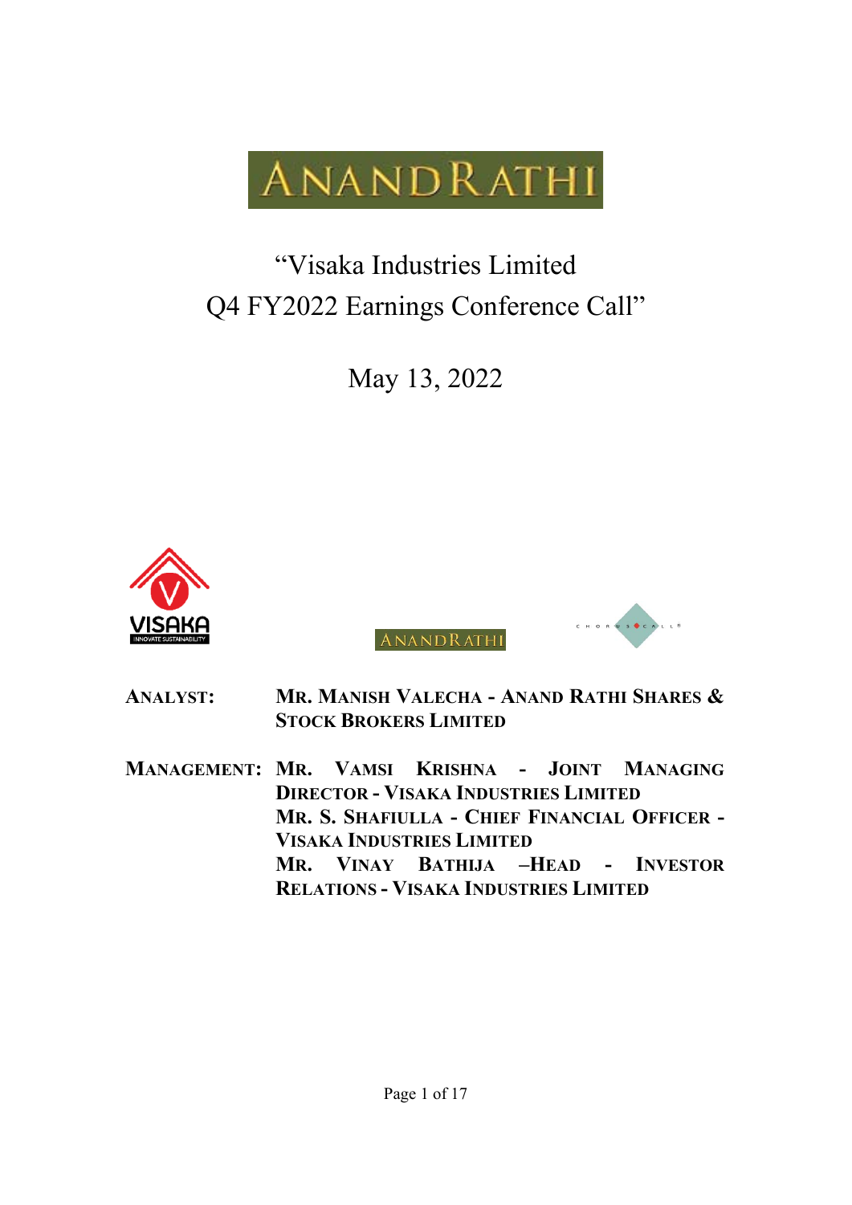# "Visaka Industries Limited Q4 FY2022 Earnings Conference Call"

May 13, 2022

**ANALYST:** MR. MANISH VALECHA - ANAND RATHI SHARES & STOCK BROKERS LIMITED

**MANAGEMENT:** MR. VAMSI KRISHNA - JOINT MANAGING DIRECTOR - VISAKA INDUSTRIES LIMITED

MR. S. SHAFIULLA - CHIEF FINANCIAL OFFICER - VISAKA INDUSTRIES LIMITED

MR. VINAY BATHIJA –HEAD - INVESTOR RELATIONS - VISAKA INDUSTRIES LIMITED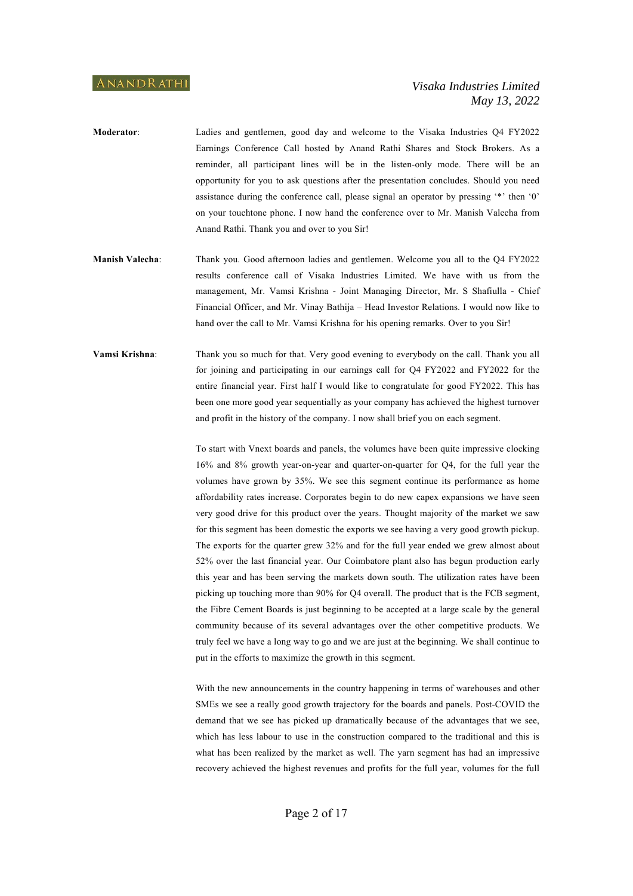**Moderator**: Ladies and gentlemen, good day and welcome to the Visaka Industries Q4 FY2022 Earnings Conference Call hosted by Anand Rathi Shares and Stock Brokers. As a reminder, all participant lines will be in the listen-only mode. There will be an opportunity for you to ask questions after the presentation concludes. Should you need assistance during the conference call, please signal an operator by pressing '*' then '0' on your touchtone phone. I now hand the conference over to Mr. Manish Valecha from Anand Rathi. Thank you and over to you Sir!

**Manish Valecha**: Thank you. Good afternoon ladies and gentlemen. Welcome you all to the Q4 FY2022 results conference call of Visaka Industries Limited. We have with us from the management, Mr. Vamsi Krishna - Joint Managing Director, Mr. S Shafiulla - Chief Financial Officer, and Mr. Vinay Bathija – Head Investor Relations. I would now like to hand over the call to Mr. Vamsi Krishna for his opening remarks. Over to you Sir!

**Vamsi Krishna**: Thank you so much for that. Very good evening to everybody on the call. Thank you all for joining and participating in our earnings call for Q4 FY2022 and FY2022 for the entire financial year. First half I would like to congratulate for good FY2022. This has been one more good year sequentially as your company has achieved the highest turnover and profit in the history of the company. I now shall brief you on each segment.

To start with Vnext boards and panels, the volumes have been quite impressive clocking 16% and 8% growth year-on-year and quarter-on-quarter for Q4, for the full year the volumes have grown by 35%. We see this segment continue its performance as home affordability rates increase. Corporates begin to do new capex expansions we have seen very good drive for this product over the years. Thought majority of the market we saw for this segment has been domestic the exports we see having a very good growth pickup. The exports for the quarter grew 32% and for the full year ended we grew almost about 52% over the last financial year. Our Coimbatore plant also has begun production early this year and has been serving the markets down south. The utilization rates have been picking up touching more than 90% for Q4 overall. The product that is the FCB segment, the Fibre Cement Boards is just beginning to be accepted at a large scale by the general community because of its several advantages over the other competitive products. We truly feel we have a long way to go and we are just at the beginning. We shall continue to put in the efforts to maximize the growth in this segment.

With the new announcements in the country happening in terms of warehouses and other SMEs we see a really good growth trajectory for the boards and panels. Post-COVID the demand that we see has picked up dramatically because of the advantages that we see, which has less labour to use in the construction compared to the traditional and this is what has been realized by the market as well. The yarn segment has had an impressive recovery achieved the highest revenues and profits for the full year, volumes for the full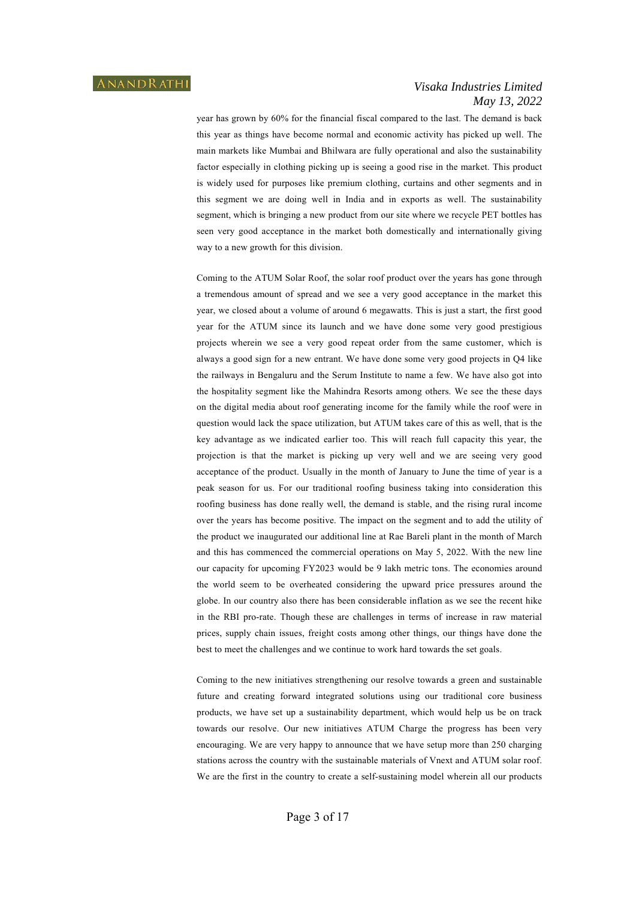year has grown by 60% for the financial fiscal compared to the last. The demand is back this year as things have become normal and economic activity has picked up well. The main markets like Mumbai and Bhilwara are fully operational and also the sustainability factor especially in clothing picking up is seeing a good rise in the market. This product is widely used for purposes like premium clothing, curtains and other segments and in this segment we are doing well in India and in exports as well. The sustainability segment, which is bringing a new product from our site where we recycle PET bottles has seen very good acceptance in the market both domestically and internationally giving way to a new growth for this division.

Coming to the ATUM Solar Roof, the solar roof product over the years has gone through a tremendous amount of spread and we see a very good acceptance in the market this year, we closed about a volume of around 6 megawatts. This is just a start, the first good year for the ATUM since its launch and we have done some very good prestigious projects wherein we see a very good repeat order from the same customer, which is always a good sign for a new entrant. We have done some very good projects in Q4 like the railways in Bengaluru and the Serum Institute to name a few. We have also got into the hospitality segment like the Mahindra Resorts among others. We see the these days on the digital media about roof generating income for the family while the roof were in question would lack the space utilization, but ATUM takes care of this as well, that is the key advantage as we indicated earlier too. This will reach full capacity this year, the projection is that the market is picking up very well and we are seeing very good acceptance of the product. Usually in the month of January to June the time of year is a peak season for us. For our traditional roofing business taking into consideration this roofing business has done really well, the demand is stable, and the rising rural income over the years has become positive. The impact on the segment and to add the utility of the product we inaugurated our additional line at Rae Bareli plant in the month of March and this has commenced the commercial operations on May 5, 2022. With the new line our capacity for upcoming FY2023 would be 9 lakh metric tons. The economies around the world seem to be overheated considering the upward price pressures around the globe. In our country also there has been considerable inflation as we see the recent hike in the RBI pro-rate. Though these are challenges in terms of increase in raw material prices, supply chain issues, freight costs among other things, our things have done the best to meet the challenges and we continue to work hard towards the set goals.

Coming to the new initiatives strengthening our resolve towards a green and sustainable future and creating forward integrated solutions using our traditional core business products, we have set up a sustainability department, which would help us be on track towards our resolve. Our new initiatives ATUM Charge the progress has been very encouraging. We are very happy to announce that we have setup more than 250 charging stations across the country with the sustainable materials of Vnext and ATUM solar roof. We are the first in the country to create a self-sustaining model wherein all our products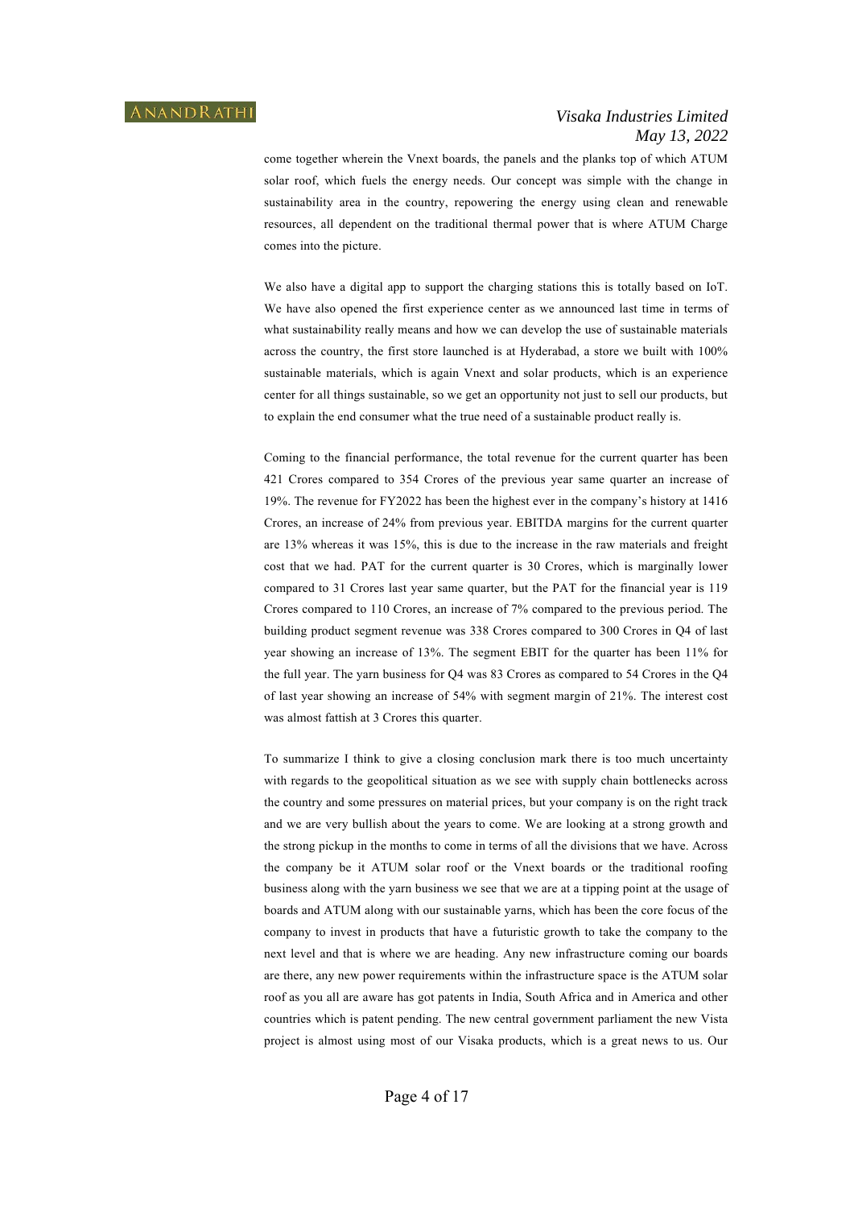come together wherein the Vnext boards, the panels and the planks top of which ATUM solar roof, which fuels the energy needs. Our concept was simple with the change in sustainability area in the country, repowering the energy using clean and renewable resources, all dependent on the traditional thermal power that is where ATUM Charge comes into the picture.

We also have a digital app to support the charging stations this is totally based on IoT. We have also opened the first experience center as we announced last time in terms of what sustainability really means and how we can develop the use of sustainable materials across the country, the first store launched is at Hyderabad, a store we built with 100% sustainable materials, which is again Vnext and solar products, which is an experience center for all things sustainable, so we get an opportunity not just to sell our products, but to explain the end consumer what the true need of a sustainable product really is.

Coming to the financial performance, the total revenue for the current quarter has been 421 Crores compared to 354 Crores of the previous year same quarter an increase of 19%. The revenue for FY2022 has been the highest ever in the company's history at 1416 Crores, an increase of 24% from previous year. EBITDA margins for the current quarter are 13% whereas it was 15%, this is due to the increase in the raw materials and freight cost that we had. PAT for the current quarter is 30 Crores, which is marginally lower compared to 31 Crores last year same quarter, but the PAT for the financial year is 119 Crores compared to 110 Crores, an increase of 7% compared to the previous period. The building product segment revenue was 338 Crores compared to 300 Crores in Q4 of last year showing an increase of 13%. The segment EBIT for the quarter has been 11% for the full year. The yarn business for Q4 was 83 Crores as compared to 54 Crores in the Q4 of last year showing an increase of 54% with segment margin of 21%. The interest cost was almost fattish at 3 Crores this quarter.

To summarize I think to give a closing conclusion mark there is too much uncertainty with regards to the geopolitical situation as we see with supply chain bottlenecks across the country and some pressures on material prices, but your company is on the right track and we are very bullish about the years to come. We are looking at a strong growth and the strong pickup in the months to come in terms of all the divisions that we have. Across the company be it ATUM solar roof or the Vnext boards or the traditional roofing business along with the yarn business we see that we are at a tipping point at the usage of boards and ATUM along with our sustainable yarns, which has been the core focus of the company to invest in products that have a futuristic growth to take the company to the next level and that is where we are heading. Any new infrastructure coming our boards are there, any new power requirements within the infrastructure space is the ATUM solar roof as you all are aware has got patents in India, South Africa and in America and other countries which is patent pending. The new central government parliament the new Vista project is almost using most of our Visaka products, which is a great news to us. Our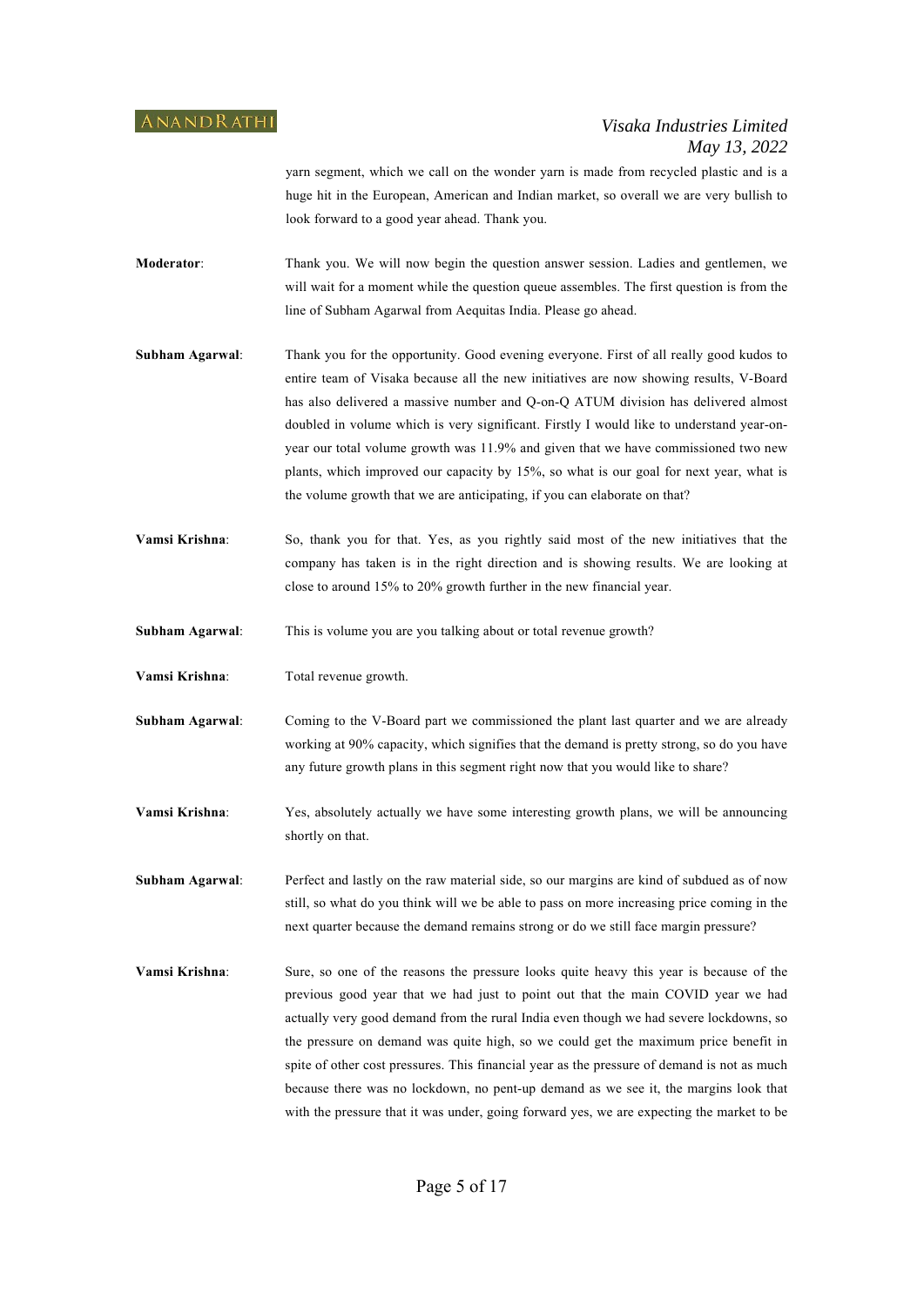yarn segment, which we call on the wonder yarn is made from recycled plastic and is a huge hit in the European, American and Indian market, so overall we are very bullish to look forward to a good year ahead. Thank you.

**Moderator**: Thank you. We will now begin the question answer session. Ladies and gentlemen, we will wait for a moment while the question queue assembles. The first question is from the line of Subham Agarwal from Aequitas India. Please go ahead.

**Subham Agarwal**: Thank you for the opportunity. Good evening everyone. First of all really good kudos to entire team of Visaka because all the new initiatives are now showing results, V-Board has also delivered a massive number and Q-on-Q ATUM division has delivered almost doubled in volume which is very significant. Firstly I would like to understand year-on-year our total volume growth was 11.9% and given that we have commissioned two new plants, which improved our capacity by 15%, so what is our goal for next year, what is the volume growth that we are anticipating, if you can elaborate on that?

**Vamsi Krishna**: So, thank you for that. Yes, as you rightly said most of the new initiatives that the company has taken is in the right direction and is showing results. We are looking at close to around 15% to 20% growth further in the new financial year.

**Subham Agarwal**: This is volume you are you talking about or total revenue growth?

**Vamsi Krishna**: Total revenue growth.

**Subham Agarwal**: Coming to the V-Board part we commissioned the plant last quarter and we are already working at 90% capacity, which signifies that the demand is pretty strong, so do you have any future growth plans in this segment right now that you would like to share?

**Vamsi Krishna**: Yes, absolutely actually we have some interesting growth plans, we will be announcing shortly on that.

**Subham Agarwal**: Perfect and lastly on the raw material side, so our margins are kind of subdued as of now still, so what do you think will we be able to pass on more increasing price coming in the next quarter because the demand remains strong or do we still face margin pressure?

**Vamsi Krishna**: Sure, so one of the reasons the pressure looks quite heavy this year is because of the previous good year that we had just to point out that the main COVID year we had actually very good demand from the rural India even though we had severe lockdowns, so the pressure on demand was quite high, so we could get the maximum price benefit in spite of other cost pressures. This financial year as the pressure of demand is not as much because there was no lockdown, no pent-up demand as we see it, the margins look that with the pressure that it was under, going forward yes, we are expecting the market to be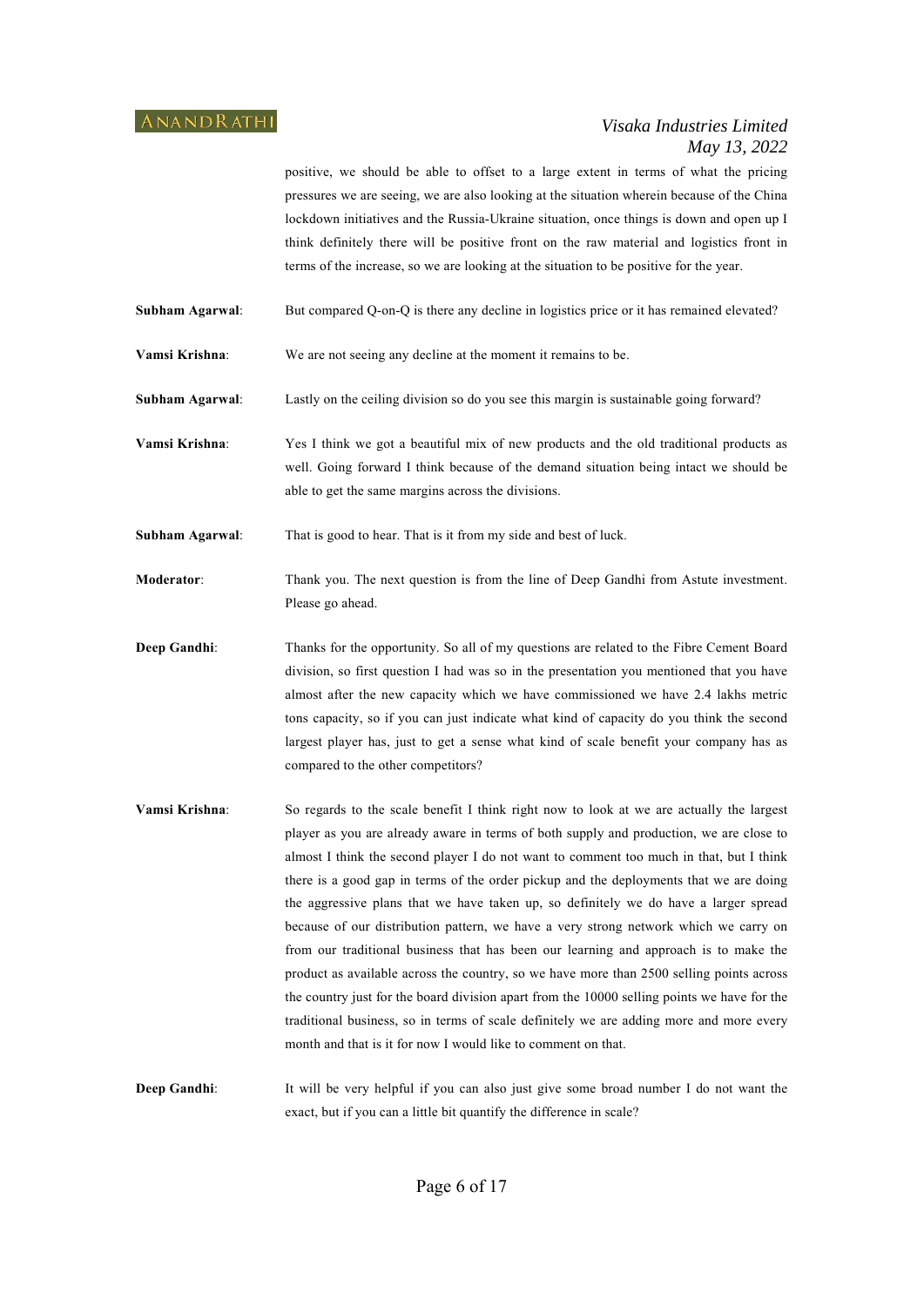positive, we should be able to offset to a large extent in terms of what the pricing pressures we are seeing, we are also looking at the situation wherein because of the China lockdown initiatives and the Russia-Ukraine situation, once things is down and open up I think definitely there will be positive front on the raw material and logistics front in terms of the increase, so we are looking at the situation to be positive for the year.

**Subham Agarwal**: But compared Q-on-Q is there any decline in logistics price or it has remained elevated?

**Vamsi Krishna**: We are not seeing any decline at the moment it remains to be.

**Subham Agarwal**: Lastly on the ceiling division so do you see this margin is sustainable going forward?

**Vamsi Krishna**: Yes I think we got a beautiful mix of new products and the old traditional products as well. Going forward I think because of the demand situation being intact we should be able to get the same margins across the divisions.

**Subham Agarwal**: That is good to hear. That is it from my side and best of luck.

**Moderator**: Thank you. The next question is from the line of Deep Gandhi from Astute investment. Please go ahead.

**Deep Gandhi**: Thanks for the opportunity. So all of my questions are related to the Fibre Cement Board division, so first question I had was so in the presentation you mentioned that you have almost after the new capacity which we have commissioned we have 2.4 lakhs metric tons capacity, so if you can just indicate what kind of capacity do you think the second largest player has, just to get a sense what kind of scale benefit your company has as compared to the other competitors?

**Vamsi Krishna**: So regards to the scale benefit I think right now to look at we are actually the largest player as you are already aware in terms of both supply and production, we are close to almost I think the second player I do not want to comment too much in that, but I think there is a good gap in terms of the order pickup and the deployments that we are doing the aggressive plans that we have taken up, so definitely we do have a larger spread because of our distribution pattern, we have a very strong network which we carry on from our traditional business that has been our learning and approach is to make the product as available across the country, so we have more than 2500 selling points across the country just for the board division apart from the 10000 selling points we have for the traditional business, so in terms of scale definitely we are adding more and more every month and that is it for now I would like to comment on that.

**Deep Gandhi**: It will be very helpful if you can also just give some broad number I do not want the exact, but if you can a little bit quantify the difference in scale?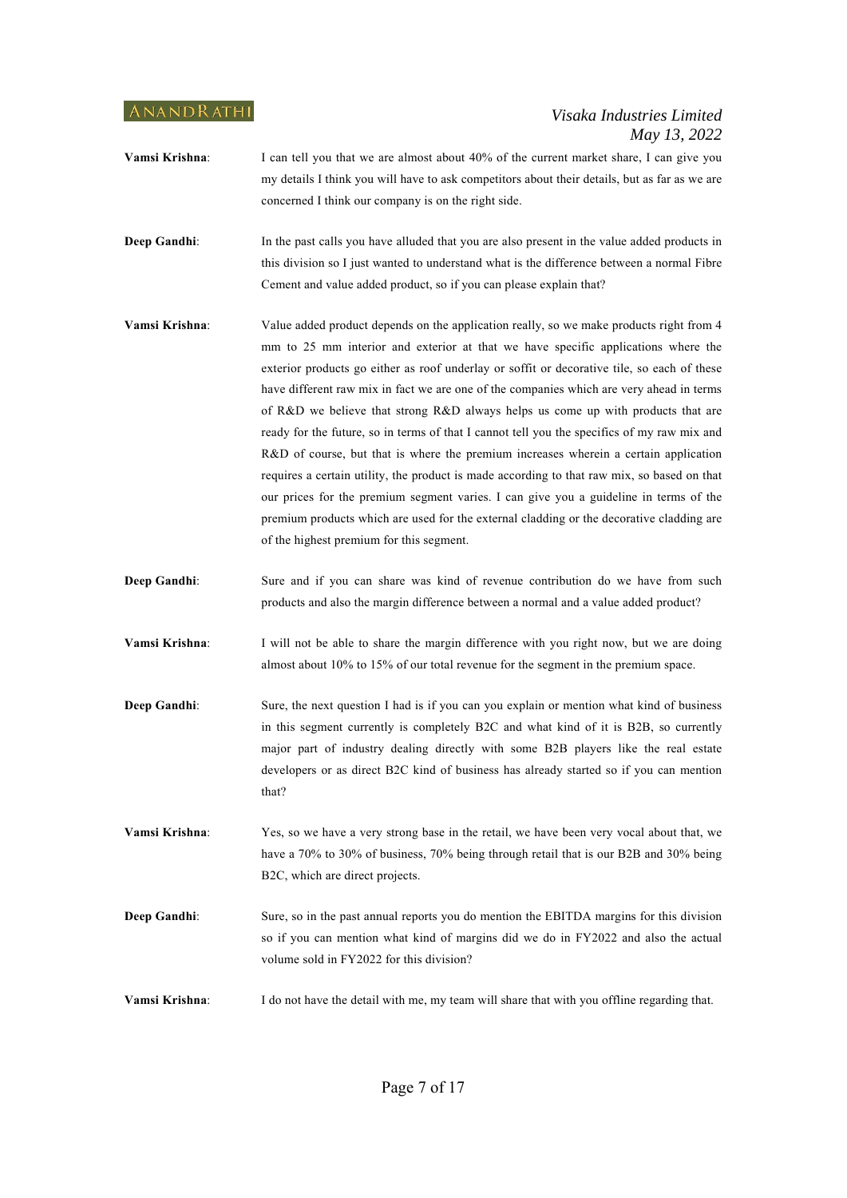**Vamsi Krishna**: I can tell you that we are almost about 40% of the current market share, I can give you my details I think you will have to ask competitors about their details, but as far as we are concerned I think our company is on the right side.

**Deep Gandhi**: In the past calls you have alluded that you are also present in the value added products in this division so I just wanted to understand what is the difference between a normal Fibre Cement and value added product, so if you can please explain that?

**Vamsi Krishna**: Value added product depends on the application really, so we make products right from 4 mm to 25 mm interior and exterior at that we have specific applications where the exterior products go either as roof underlay or soffit or decorative tile, so each of these have different raw mix in fact we are one of the companies which are very ahead in terms of R&D we believe that strong R&D always helps us come up with products that are ready for the future, so in terms of that I cannot tell you the specifics of my raw mix and R&D of course, but that is where the premium increases wherein a certain application requires a certain utility, the product is made according to that raw mix, so based on that our prices for the premium segment varies. I can give you a guideline in terms of the premium products which are used for the external cladding or the decorative cladding are of the highest premium for this segment.

**Deep Gandhi**: Sure and if you can share was kind of revenue contribution do we have from such products and also the margin difference between a normal and a value added product?

**Vamsi Krishna**: I will not be able to share the margin difference with you right now, but we are doing almost about 10% to 15% of our total revenue for the segment in the premium space.

**Deep Gandhi**: Sure, the next question I had is if you can you explain or mention what kind of business in this segment currently is completely B2C and what kind of it is B2B, so currently major part of industry dealing directly with some B2B players like the real estate developers or as direct B2C kind of business has already started so if you can mention that?

**Vamsi Krishna**: Yes, so we have a very strong base in the retail, we have been very vocal about that, we have a 70% to 30% of business, 70% being through retail that is our B2B and 30% being B2C, which are direct projects.

**Deep Gandhi**: Sure, so in the past annual reports you do mention the EBITDA margins for this division so if you can mention what kind of margins did we do in FY2022 and also the actual volume sold in FY2022 for this division?

**Vamsi Krishna**: I do not have the detail with me, my team will share that with you offline regarding that.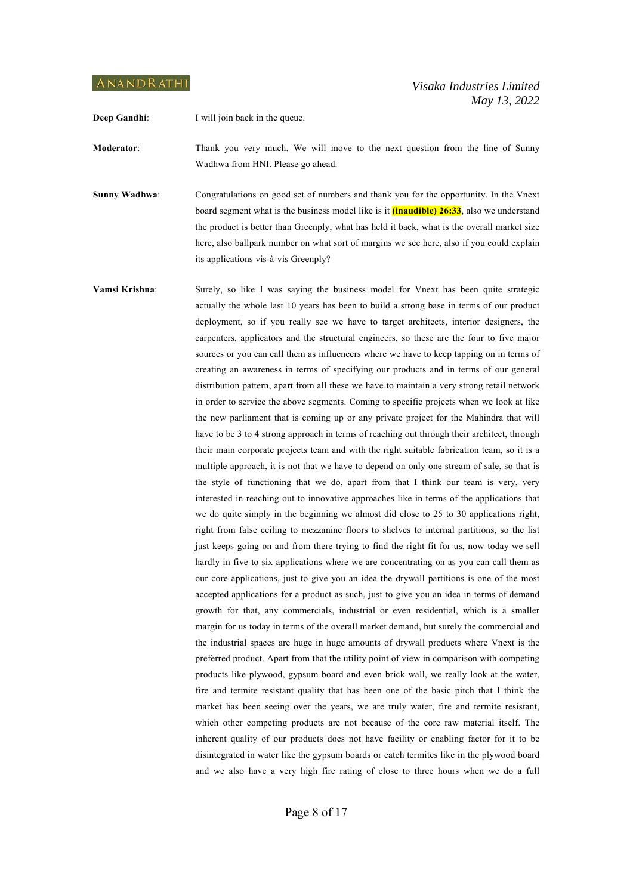**Deep Gandhi**: I will join back in the queue.

**Moderator**: Thank you very much. We will move to the next question from the line of Sunny Wadhwa from HNI. Please go ahead.

**Sunny Wadhwa**: Congratulations on good set of numbers and thank you for the opportunity. In the Vnext board segment what is the business model like is it **(inaudible) 26:33**, also we understand the product is better than Greenply, what has held it back, what is the overall market size here, also ballpark number on what sort of margins we see here, also if you could explain its applications vis-à-vis Greenply?

**Vamsi Krishna**: Surely, so like I was saying the business model for Vnext has been quite strategic actually the whole last 10 years has been to build a strong base in terms of our product deployment, so if you really see we have to target architects, interior designers, the carpenters, applicators and the structural engineers, so these are the four to five major sources or you can call them as influencers where we have to keep tapping on in terms of creating an awareness in terms of specifying our products and in terms of our general distribution pattern, apart from all these we have to maintain a very strong retail network in order to service the above segments. Coming to specific projects when we look at like the new parliament that is coming up or any private project for the Mahindra that will have to be 3 to 4 strong approach in terms of reaching out through their architect, through their main corporate projects team and with the right suitable fabrication team, so it is a multiple approach, it is not that we have to depend on only one stream of sale, so that is the style of functioning that we do, apart from that I think our team is very, very interested in reaching out to innovative approaches like in terms of the applications that we do quite simply in the beginning we almost did close to 25 to 30 applications right, right from false ceiling to mezzanine floors to shelves to internal partitions, so the list just keeps going on and from there trying to find the right fit for us, now today we sell hardly in five to six applications where we are concentrating on as you can call them as our core applications, just to give you an idea the drywall partitions is one of the most accepted applications for a product as such, just to give you an idea in terms of demand growth for that, any commercials, industrial or even residential, which is a smaller margin for us today in terms of the overall market demand, but surely the commercial and the industrial spaces are huge in huge amounts of drywall products where Vnext is the preferred product. Apart from that the utility point of view in comparison with competing products like plywood, gypsum board and even brick wall, we really look at the water, fire and termite resistant quality that has been one of the basic pitch that I think the market has been seeing over the years, we are truly water, fire and termite resistant, which other competing products are not because of the core raw material itself. The inherent quality of our products does not have facility or enabling factor for it to be disintegrated in water like the gypsum boards or catch termites like in the plywood board and we also have a very high fire rating of close to three hours when we do a full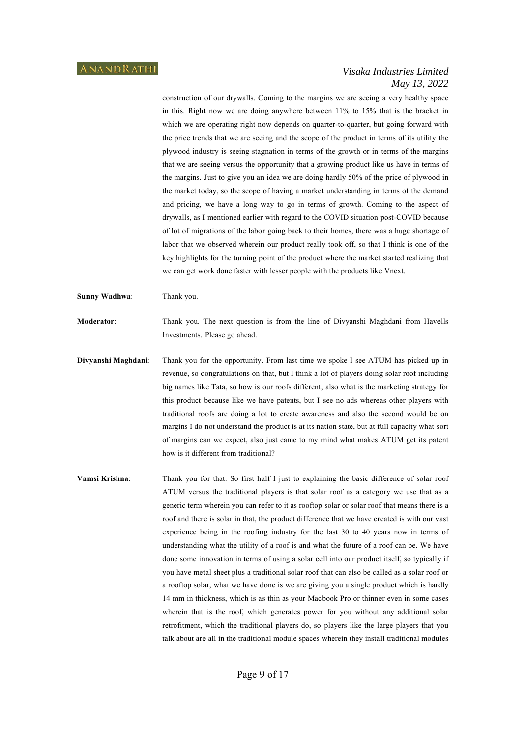construction of our drywalls. Coming to the margins we are seeing a very healthy space in this. Right now we are doing anywhere between 11% to 15% that is the bracket in which we are operating right now depends on quarter-to-quarter, but going forward with the price trends that we are seeing and the scope of the product in terms of its utility the plywood industry is seeing stagnation in terms of the growth or in terms of the margins that we are seeing versus the opportunity that a growing product like us have in terms of the margins. Just to give you an idea we are doing hardly 50% of the price of plywood in the market today, so the scope of having a market understanding in terms of the demand and pricing, we have a long way to go in terms of growth. Coming to the aspect of drywalls, as I mentioned earlier with regard to the COVID situation post-COVID because of lot of migrations of the labor going back to their homes, there was a huge shortage of labor that we observed wherein our product really took off, so that I think is one of the key highlights for the turning point of the product where the market started realizing that we can get work done faster with lesser people with the products like Vnext.

**Sunny Wadhwa**: Thank you.

**Moderator**: Thank you. The next question is from the line of Divyanshi Maghdani from Havells Investments. Please go ahead.

**Divyanshi Maghdani**: Thank you for the opportunity. From last time we spoke I see ATUM has picked up in revenue, so congratulations on that, but I think a lot of players doing solar roof including big names like Tata, so how is our roofs different, also what is the marketing strategy for this product because like we have patents, but I see no ads whereas other players with traditional roofs are doing a lot to create awareness and also the second would be on margins I do not understand the product is at its nation state, but at full capacity what sort of margins can we expect, also just came to my mind what makes ATUM get its patent how is it different from traditional?

**Vamsi Krishna**: Thank you for that. So first half I just to explaining the basic difference of solar roof ATUM versus the traditional players is that solar roof as a category we use that as a generic term wherein you can refer to it as rooftop solar or solar roof that means there is a roof and there is solar in that, the product difference that we have created is with our vast experience being in the roofing industry for the last 30 to 40 years now in terms of understanding what the utility of a roof is and what the future of a roof can be. We have done some innovation in terms of using a solar cell into our product itself, so typically if you have metal sheet plus a traditional solar roof that can also be called as a solar roof or a rooftop solar, what we have done is we are giving you a single product which is hardly 14 mm in thickness, which is as thin as your Macbook Pro or thinner even in some cases wherein that is the roof, which generates power for you without any additional solar retrofitment, which the traditional players do, so players like the large players that you talk about are all in the traditional module spaces wherein they install traditional modules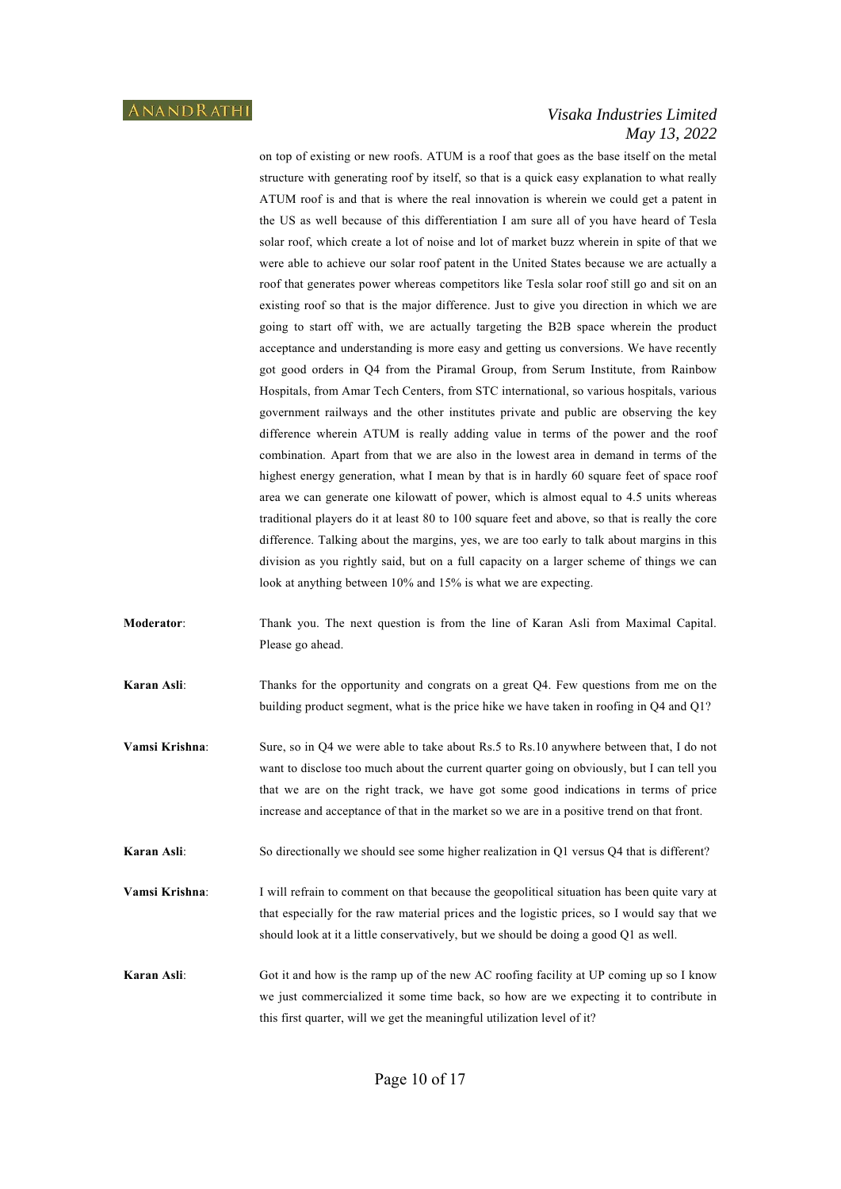on top of existing or new roofs. ATUM is a roof that goes as the base itself on the metal structure with generating roof by itself, so that is a quick easy explanation to what really ATUM roof is and that is where the real innovation is wherein we could get a patent in the US as well because of this differentiation I am sure all of you have heard of Tesla solar roof, which create a lot of noise and lot of market buzz wherein in spite of that we were able to achieve our solar roof patent in the United States because we are actually a roof that generates power whereas competitors like Tesla solar roof still go and sit on an existing roof so that is the major difference. Just to give you direction in which we are going to start off with, we are actually targeting the B2B space wherein the product acceptance and understanding is more easy and getting us conversions. We have recently got good orders in Q4 from the Piramal Group, from Serum Institute, from Rainbow Hospitals, from Amar Tech Centers, from STC international, so various hospitals, various government railways and the other institutes private and public are observing the key difference wherein ATUM is really adding value in terms of the power and the roof combination. Apart from that we are also in the lowest area in demand in terms of the highest energy generation, what I mean by that is in hardly 60 square feet of space roof area we can generate one kilowatt of power, which is almost equal to 4.5 units whereas traditional players do it at least 80 to 100 square feet and above, so that is really the core difference. Talking about the margins, yes, we are too early to talk about margins in this division as you rightly said, but on a full capacity on a larger scheme of things we can look at anything between 10% and 15% is what we are expecting.

**Moderator**: Thank you. The next question is from the line of Karan Asli from Maximal Capital. Please go ahead.

**Karan Asli**: Thanks for the opportunity and congrats on a great Q4. Few questions from me on the building product segment, what is the price hike we have taken in roofing in Q4 and Q1?

**Vamsi Krishna**: Sure, so in Q4 we were able to take about Rs.5 to Rs.10 anywhere between that, I do not want to disclose too much about the current quarter going on obviously, but I can tell you that we are on the right track, we have got some good indications in terms of price increase and acceptance of that in the market so we are in a positive trend on that front.

**Karan Asli**: So directionally we should see some higher realization in Q1 versus Q4 that is different?

**Vamsi Krishna**: I will refrain to comment on that because the geopolitical situation has been quite vary at that especially for the raw material prices and the logistic prices, so I would say that we should look at it a little conservatively, but we should be doing a good Q1 as well.

**Karan Asli**: Got it and how is the ramp up of the new AC roofing facility at UP coming up so I know we just commercialized it some time back, so how are we expecting it to contribute in this first quarter, will we get the meaningful utilization level of it?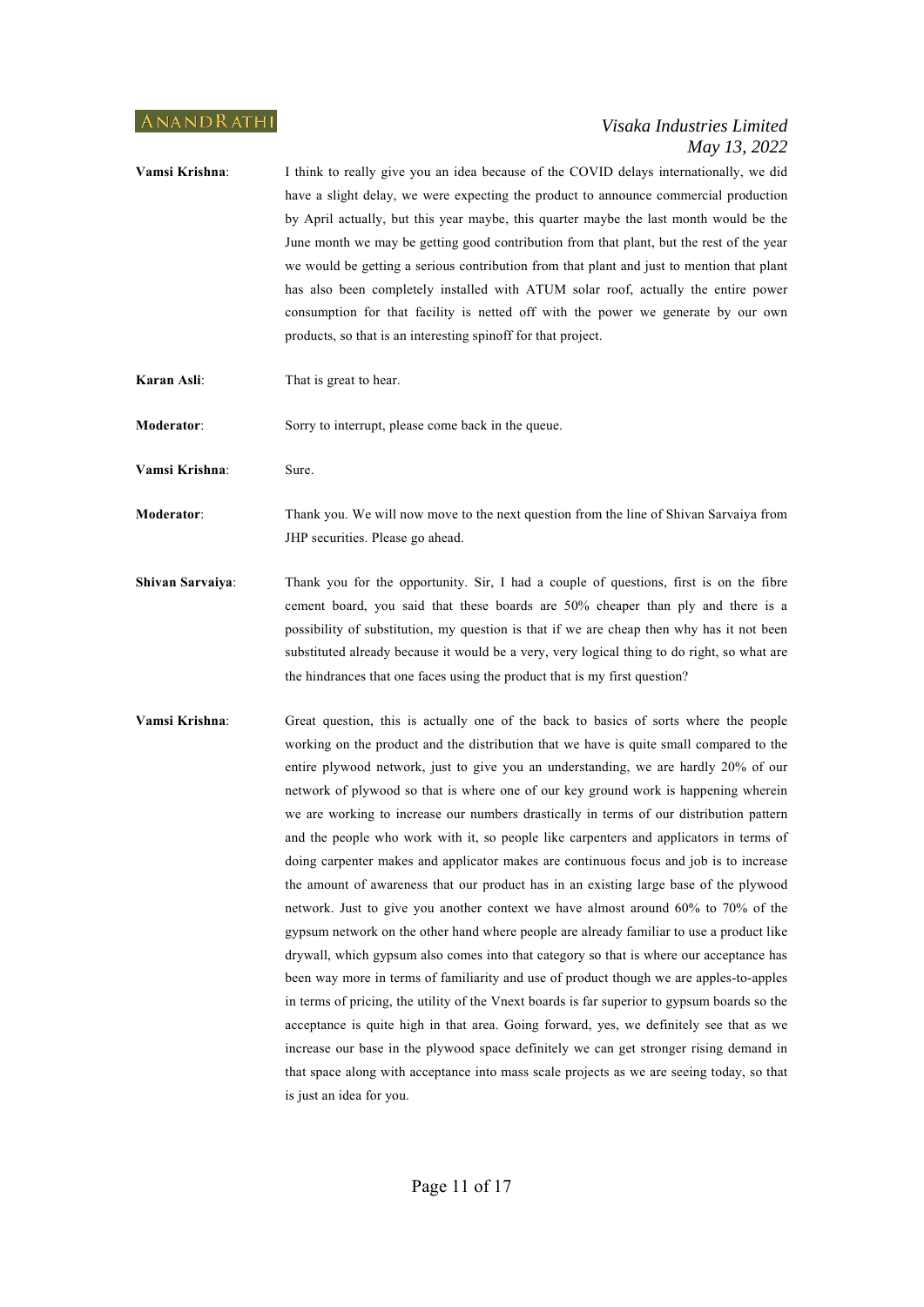**Vamsi Krishna**: I think to really give you an idea because of the COVID delays internationally, we did have a slight delay, we were expecting the product to announce commercial production by April actually, but this year maybe, this quarter maybe the last month would be the June month we may be getting good contribution from that plant, but the rest of the year we would be getting a serious contribution from that plant and just to mention that plant has also been completely installed with ATUM solar roof, actually the entire power consumption for that facility is netted off with the power we generate by our own products, so that is an interesting spinoff for that project.

**Karan Asli**: That is great to hear.

**Moderator**: Sorry to interrupt, please come back in the queue.

**Vamsi Krishna**: Sure.

**Moderator**: Thank you. We will now move to the next question from the line of Shivan Sarvaiya from JHP securities. Please go ahead.

**Shivan Sarvaiya**: Thank you for the opportunity. Sir, I had a couple of questions, first is on the fibre cement board, you said that these boards are 50% cheaper than ply and there is a possibility of substitution, my question is that if we are cheap then why has it not been substituted already because it would be a very, very logical thing to do right, so what are the hindrances that one faces using the product that is my first question?

**Vamsi Krishna**: Great question, this is actually one of the back to basics of sorts where the people working on the product and the distribution that we have is quite small compared to the entire plywood network, just to give you an understanding, we are hardly 20% of our network of plywood so that is where one of our key ground work is happening wherein we are working to increase our numbers drastically in terms of our distribution pattern and the people who work with it, so people like carpenters and applicators in terms of doing carpenter makes and applicator makes are continuous focus and job is to increase the amount of awareness that our product has in an existing large base of the plywood network. Just to give you another context we have almost around 60% to 70% of the gypsum network on the other hand where people are already familiar to use a product like drywall, which gypsum also comes into that category so that is where our acceptance has been way more in terms of familiarity and use of product though we are apples-to-apples in terms of pricing, the utility of the Vnext boards is far superior to gypsum boards so the acceptance is quite high in that area. Going forward, yes, we definitely see that as we increase our base in the plywood space definitely we can get stronger rising demand in that space along with acceptance into mass scale projects as we are seeing today, so that is just an idea for you.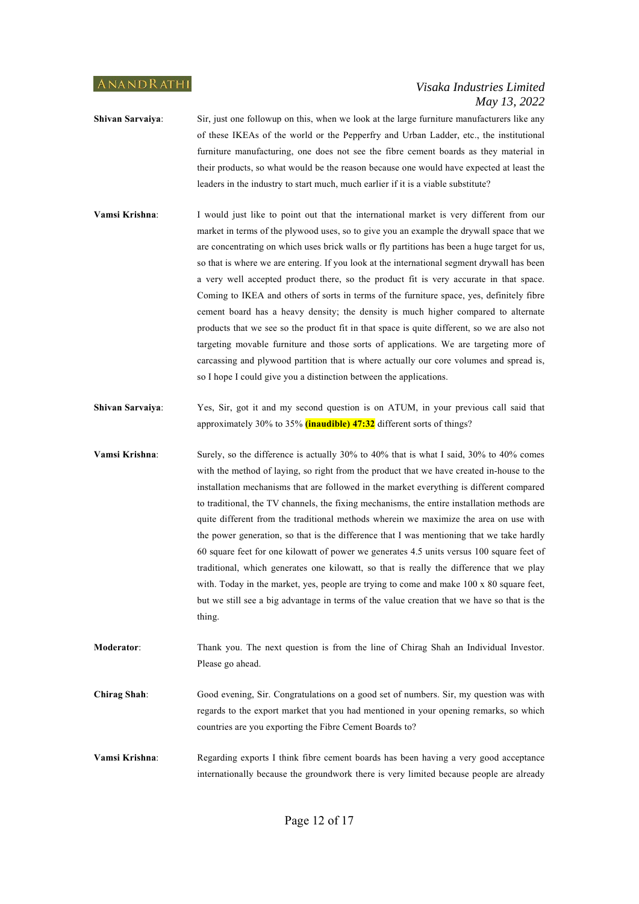**Shivan Sarvaiya**: Sir, just one followup on this, when we look at the large furniture manufacturers like any of these IKEAs of the world or the Pepperfry and Urban Ladder, etc., the institutional furniture manufacturing, one does not see the fibre cement boards as they material in their products, so what would be the reason because one would have expected at least the leaders in the industry to start much, much earlier if it is a viable substitute?

**Vamsi Krishna**: I would just like to point out that the international market is very different from our market in terms of the plywood uses, so to give you an example the drywall space that we are concentrating on which uses brick walls or fly partitions has been a huge target for us, so that is where we are entering. If you look at the international segment drywall has been a very well accepted product there, so the product fit is very accurate in that space. Coming to IKEA and others of sorts in terms of the furniture space, yes, definitely fibre cement board has a heavy density; the density is much higher compared to alternate products that we see so the product fit in that space is quite different, so we are also not targeting movable furniture and those sorts of applications. We are targeting more of carcassing and plywood partition that is where actually our core volumes and spread is, so I hope I could give you a distinction between the applications.

**Shivan Sarvaiya**: Yes, Sir, got it and my second question is on ATUM, in your previous call said that approximately 30% to 35% **(inaudible) 47:32** different sorts of things?

**Vamsi Krishna**: Surely, so the difference is actually 30% to 40% that is what I said, 30% to 40% comes with the method of laying, so right from the product that we have created in-house to the installation mechanisms that are followed in the market everything is different compared to traditional, the TV channels, the fixing mechanisms, the entire installation methods are quite different from the traditional methods wherein we maximize the area on use with the power generation, so that is the difference that I was mentioning that we take hardly 60 square feet for one kilowatt of power we generates 4.5 units versus 100 square feet of traditional, which generates one kilowatt, so that is really the difference that we play with. Today in the market, yes, people are trying to come and make 100 x 80 square feet, but we still see a big advantage in terms of the value creation that we have so that is the thing.

**Moderator**: Thank you. The next question is from the line of Chirag Shah an Individual Investor. Please go ahead.

**Chirag Shah**: Good evening, Sir. Congratulations on a good set of numbers. Sir, my question was with regards to the export market that you had mentioned in your opening remarks, so which countries are you exporting the Fibre Cement Boards to?

**Vamsi Krishna**: Regarding exports I think fibre cement boards has been having a very good acceptance internationally because the groundwork there is very limited because people are already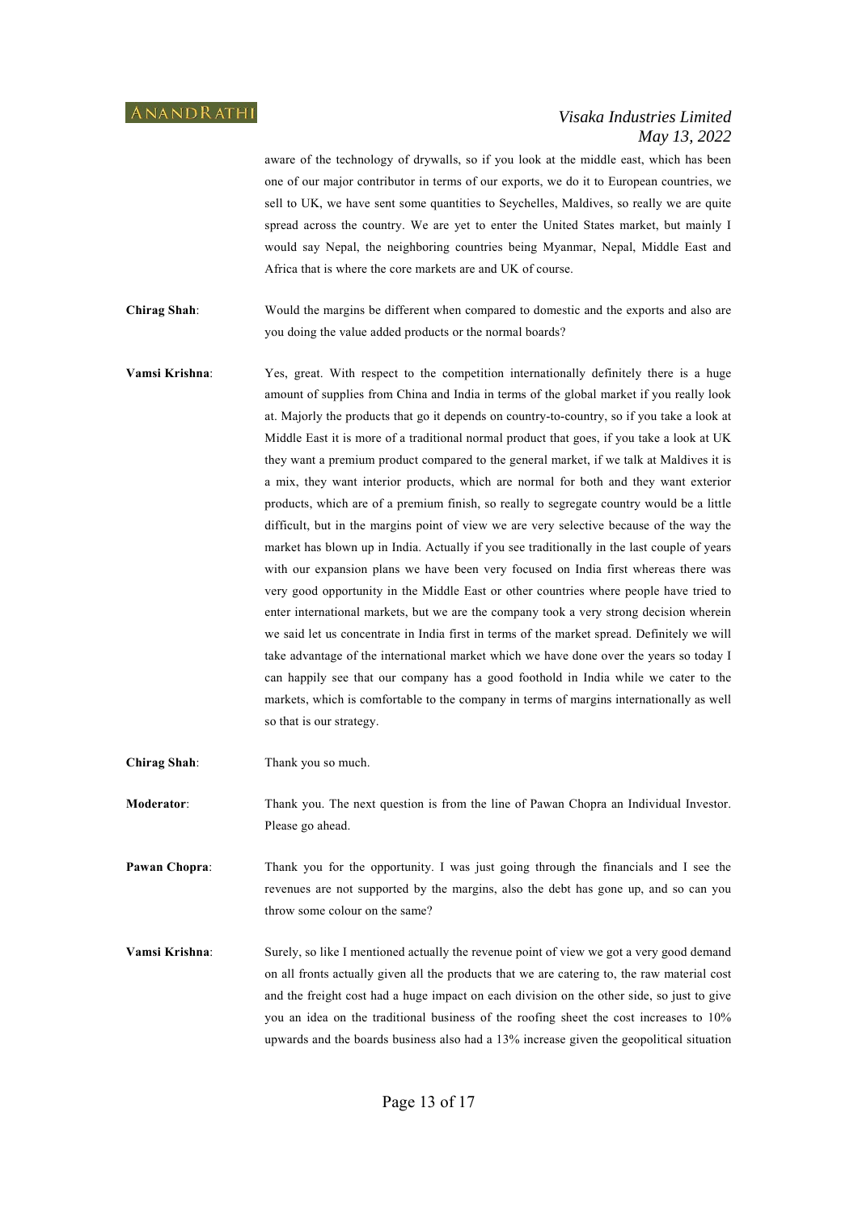aware of the technology of drywalls, so if you look at the middle east, which has been one of our major contributor in terms of our exports, we do it to European countries, we sell to UK, we have sent some quantities to Seychelles, Maldives, so really we are quite spread across the country. We are yet to enter the United States market, but mainly I would say Nepal, the neighboring countries being Myanmar, Nepal, Middle East and Africa that is where the core markets are and UK of course.

**Chirag Shah**: Would the margins be different when compared to domestic and the exports and also are you doing the value added products or the normal boards?

**Vamsi Krishna**: Yes, great. With respect to the competition internationally definitely there is a huge amount of supplies from China and India in terms of the global market if you really look at. Majorly the products that go it depends on country-to-country, so if you take a look at Middle East it is more of a traditional normal product that goes, if you take a look at UK they want a premium product compared to the general market, if we talk at Maldives it is a mix, they want interior products, which are normal for both and they want exterior products, which are of a premium finish, so really to segregate country would be a little difficult, but in the margins point of view we are very selective because of the way the market has blown up in India. Actually if you see traditionally in the last couple of years with our expansion plans we have been very focused on India first whereas there was very good opportunity in the Middle East or other countries where people have tried to enter international markets, but we are the company took a very strong decision wherein we said let us concentrate in India first in terms of the market spread. Definitely we will take advantage of the international market which we have done over the years so today I can happily see that our company has a good foothold in India while we cater to the markets, which is comfortable to the company in terms of margins internationally as well so that is our strategy.

**Chirag Shah**: Thank you so much.

**Moderator**: Thank you. The next question is from the line of Pawan Chopra an Individual Investor. Please go ahead.

**Pawan Chopra**: Thank you for the opportunity. I was just going through the financials and I see the revenues are not supported by the margins, also the debt has gone up, and so can you throw some colour on the same?

**Vamsi Krishna**: Surely, so like I mentioned actually the revenue point of view we got a very good demand on all fronts actually given all the products that we are catering to, the raw material cost and the freight cost had a huge impact on each division on the other side, so just to give you an idea on the traditional business of the roofing sheet the cost increases to 10% upwards and the boards business also had a 13% increase given the geopolitical situation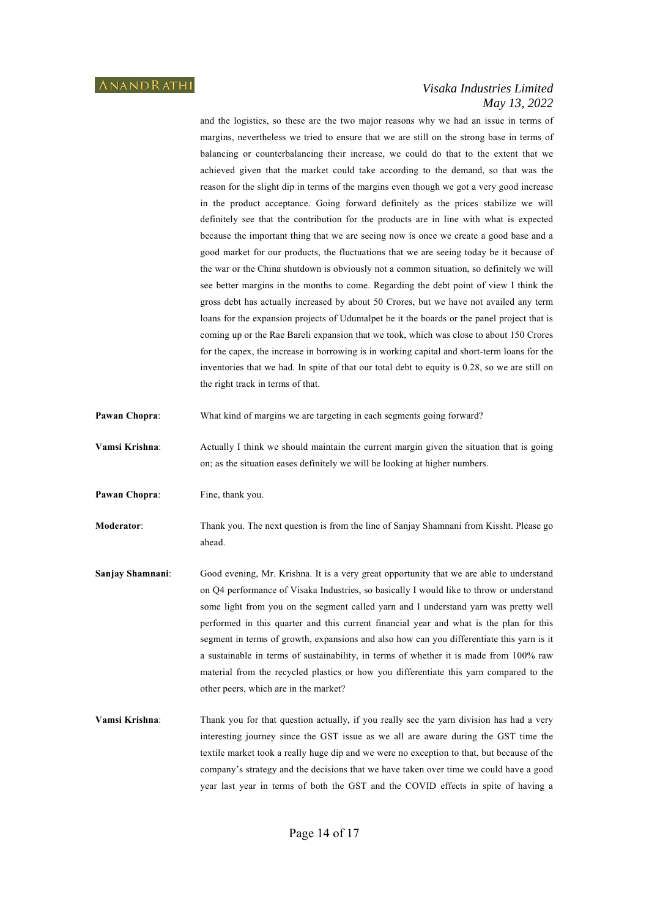and the logistics, so these are the two major reasons why we had an issue in terms of margins, nevertheless we tried to ensure that we are still on the strong base in terms of balancing or counterbalancing their increase, we could do that to the extent that we achieved given that the market could take according to the demand, so that was the reason for the slight dip in terms of the margins even though we got a very good increase in the product acceptance. Going forward definitely as the prices stabilize we will definitely see that the contribution for the products are in line with what is expected because the important thing that we are seeing now is once we create a good base and a good market for our products, the fluctuations that we are seeing today be it because of the war or the China shutdown is obviously not a common situation, so definitely we will see better margins in the months to come. Regarding the debt point of view I think the gross debt has actually increased by about 50 Crores, but we have not availed any term loans for the expansion projects of Udumalpet be it the boards or the panel project that is coming up or the Rae Bareli expansion that we took, which was close to about 150 Crores for the capex, the increase in borrowing is in working capital and short-term loans for the inventories that we had. In spite of that our total debt to equity is 0.28, so we are still on the right track in terms of that.

**Pawan Chopra**: What kind of margins we are targeting in each segments going forward?

**Vamsi Krishna**: Actually I think we should maintain the current margin given the situation that is going on; as the situation eases definitely we will be looking at higher numbers.

**Pawan Chopra**: Fine, thank you.

**Moderator**: Thank you. The next question is from the line of Sanjay Shamnani from Kissht. Please go ahead.

**Sanjay Shamnani**: Good evening, Mr. Krishna. It is a very great opportunity that we are able to understand on Q4 performance of Visaka Industries, so basically I would like to throw or understand some light from you on the segment called yarn and I understand yarn was pretty well performed in this quarter and this current financial year and what is the plan for this segment in terms of growth, expansions and also how can you differentiate this yarn is it a sustainable in terms of sustainability, in terms of whether it is made from 100% raw material from the recycled plastics or how you differentiate this yarn compared to the other peers, which are in the market?

**Vamsi Krishna**: Thank you for that question actually, if you really see the yarn division has had a very interesting journey since the GST issue as we all are aware during the GST time the textile market took a really huge dip and we were no exception to that, but because of the company's strategy and the decisions that we have taken over time we could have a good year last year in terms of both the GST and the COVID effects in spite of having a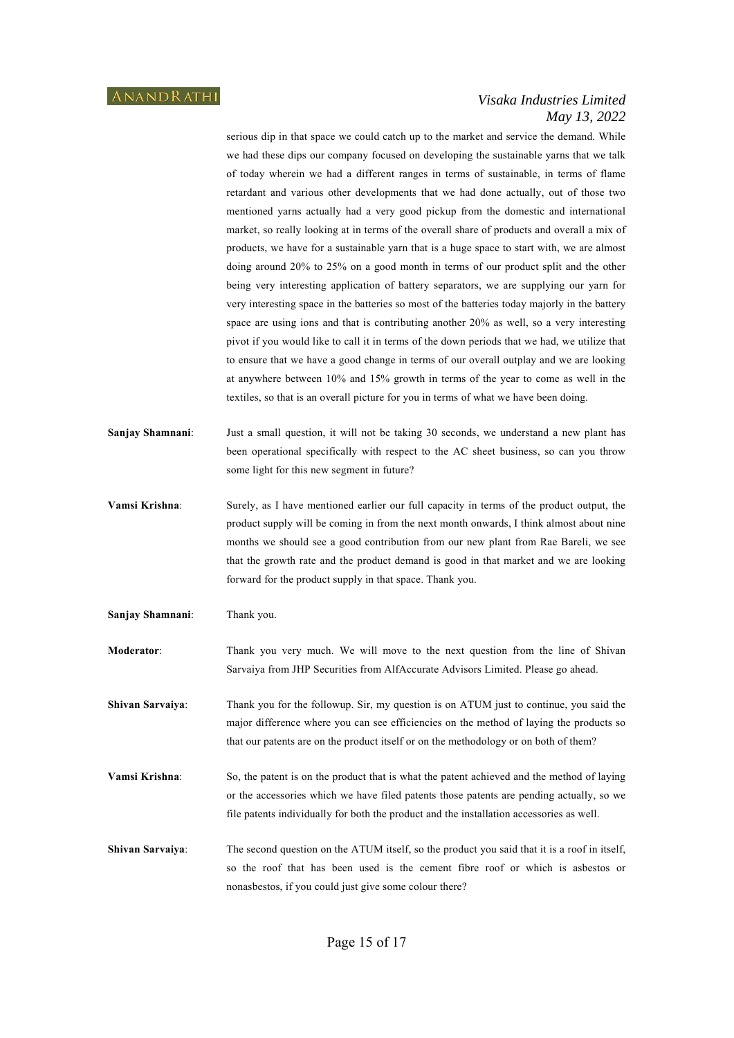serious dip in that space we could catch up to the market and service the demand. While we had these dips our company focused on developing the sustainable yarns that we talk of today wherein we had a different ranges in terms of sustainable, in terms of flame retardant and various other developments that we had done actually, out of those two mentioned yarns actually had a very good pickup from the domestic and international market, so really looking at in terms of the overall share of products and overall a mix of products, we have for a sustainable yarn that is a huge space to start with, we are almost doing around 20% to 25% on a good month in terms of our product split and the other being very interesting application of battery separators, we are supplying our yarn for very interesting space in the batteries so most of the batteries today majorly in the battery space are using ions and that is contributing another 20% as well, so a very interesting pivot if you would like to call it in terms of the down periods that we had, we utilize that to ensure that we have a good change in terms of our overall outplay and we are looking at anywhere between 10% and 15% growth in terms of the year to come as well in the textiles, so that is an overall picture for you in terms of what we have been doing.

**Sanjay Shamnani**: Just a small question, it will not be taking 30 seconds, we understand a new plant has been operational specifically with respect to the AC sheet business, so can you throw some light for this new segment in future?

**Vamsi Krishna**: Surely, as I have mentioned earlier our full capacity in terms of the product output, the product supply will be coming in from the next month onwards, I think almost about nine months we should see a good contribution from our new plant from Rae Bareli, we see that the growth rate and the product demand is good in that market and we are looking forward for the product supply in that space. Thank you.

**Sanjay Shamnani**: Thank you.

**Moderator**: Thank you very much. We will move to the next question from the line of Shivan Sarvaiya from JHP Securities from AlfAccurate Advisors Limited. Please go ahead.

**Shivan Sarvaiya**: Thank you for the followup. Sir, my question is on ATUM just to continue, you said the major difference where you can see efficiencies on the method of laying the products so that our patents are on the product itself or on the methodology or on both of them?

**Vamsi Krishna**: So, the patent is on the product that is what the patent achieved and the method of laying or the accessories which we have filed patents those patents are pending actually, so we file patents individually for both the product and the installation accessories as well.

**Shivan Sarvaiya**: The second question on the ATUM itself, so the product you said that it is a roof in itself, so the roof that has been used is the cement fibre roof or which is asbestos or nonasbestos, if you could just give some colour there?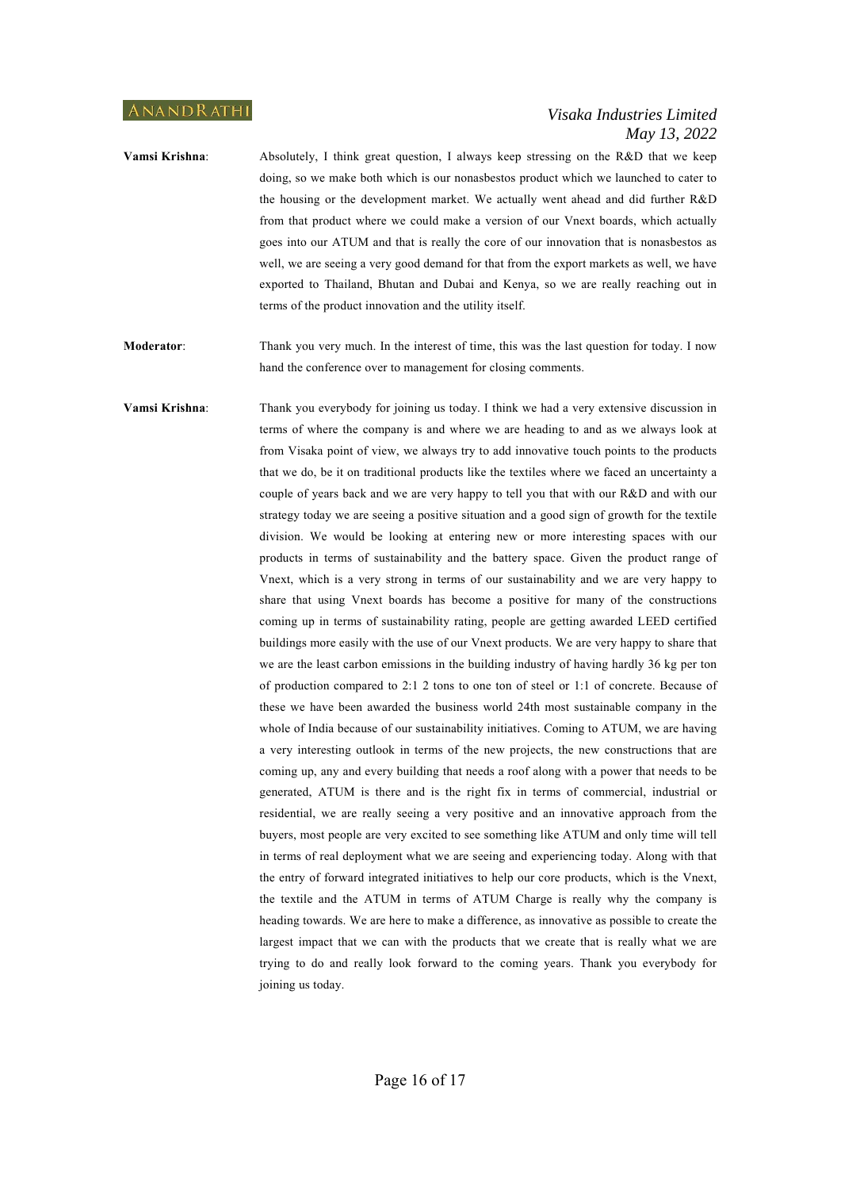**Vamsi Krishna**: Absolutely, I think great question, I always keep stressing on the R&D that we keep doing, so we make both which is our nonasbestos product which we launched to cater to the housing or the development market. We actually went ahead and did further R&D from that product where we could make a version of our Vnext boards, which actually goes into our ATUM and that is really the core of our innovation that is nonasbestos as well, we are seeing a very good demand for that from the export markets as well, we have exported to Thailand, Bhutan and Dubai and Kenya, so we are really reaching out in terms of the product innovation and the utility itself.

**Moderator**: Thank you very much. In the interest of time, this was the last question for today. I now hand the conference over to management for closing comments.

**Vamsi Krishna**: Thank you everybody for joining us today. I think we had a very extensive discussion in terms of where the company is and where we are heading to and as we always look at from Visaka point of view, we always try to add innovative touch points to the products that we do, be it on traditional products like the textiles where we faced an uncertainty a couple of years back and we are very happy to tell you that with our R&D and with our strategy today we are seeing a positive situation and a good sign of growth for the textile division. We would be looking at entering new or more interesting spaces with our products in terms of sustainability and the battery space. Given the product range of Vnext, which is a very strong in terms of our sustainability and we are very happy to share that using Vnext boards has become a positive for many of the constructions coming up in terms of sustainability rating, people are getting awarded LEED certified buildings more easily with the use of our Vnext products. We are very happy to share that we are the least carbon emissions in the building industry of having hardly 36 kg per ton of production compared to 2:1 2 tons to one ton of steel or 1:1 of concrete. Because of these we have been awarded the business world 24th most sustainable company in the whole of India because of our sustainability initiatives. Coming to ATUM, we are having a very interesting outlook in terms of the new projects, the new constructions that are coming up, any and every building that needs a roof along with a power that needs to be generated, ATUM is there and is the right fix in terms of commercial, industrial or residential, we are really seeing a very positive and an innovative approach from the buyers, most people are very excited to see something like ATUM and only time will tell in terms of real deployment what we are seeing and experiencing today. Along with that the entry of forward integrated initiatives to help our core products, which is the Vnext, the textile and the ATUM in terms of ATUM Charge is really why the company is heading towards. We are here to make a difference, as innovative as possible to create the largest impact that we can with the products that we create that is really what we are trying to do and really look forward to the coming years. Thank you everybody for joining us today.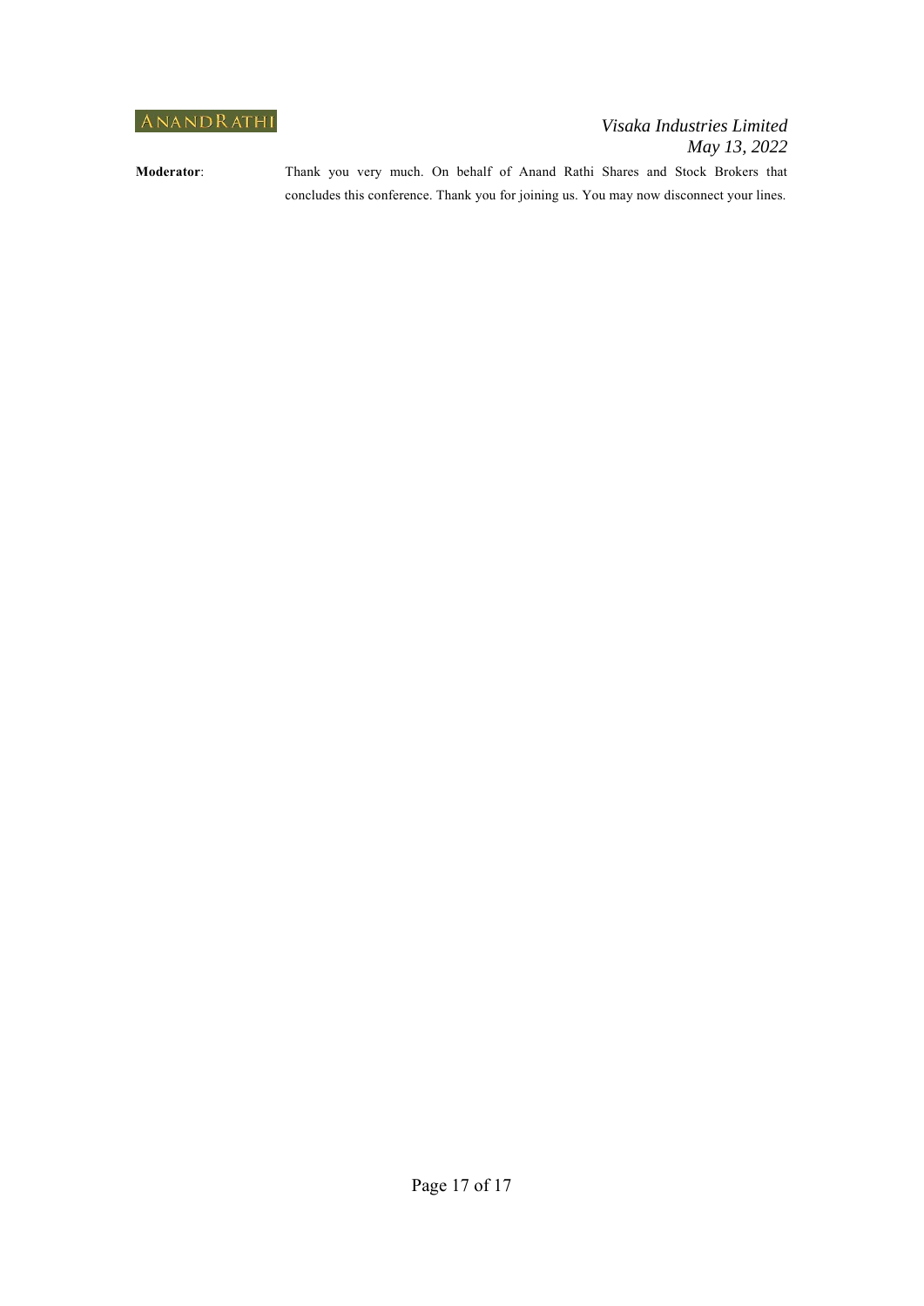**Moderator**: Thank you very much. On behalf of Anand Rathi Shares and Stock Brokers that concludes this conference. Thank you for joining us. You may now disconnect your lines.